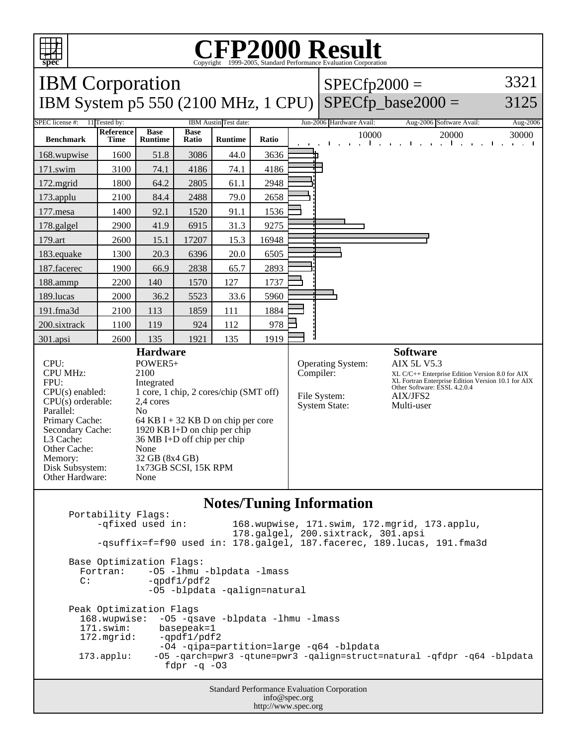# CFP2000 Result

Copyright 1999-2005, Standard Performance Evaluation Corporation

## IBM Corporation

## IBM System p5 550 (2100 MHz, 1 CPU)

SPECfp2000 = 3321

SPECfp_base2000 = 3125

SPEC license #: 11 | Tested by: IBM Austin | Test date: Jun-2006 | Hardware Avail: Aug-2006 | Software Avail: Aug-2006

| Benchmark | Reference Time | Base Runtime | Base Ratio | Runtime | Ratio |
|---|---|---|---|---|---|
| 168.wupwise | 1600 | 51.8 | 3086 | 44.0 | 3636 |
| 171.swim | 3100 | 74.1 | 4186 | 74.1 | 4186 |
| 172.mgrid | 1800 | 64.2 | 2805 | 61.1 | 2948 |
| 173.applu | 2100 | 84.4 | 2488 | 79.0 | 2658 |
| 177.mesa | 1400 | 92.1 | 1520 | 91.1 | 1536 |
| 178.galgel | 2900 | 41.9 | 6915 | 31.3 | 9275 |
| 179.art | 2600 | 15.1 | 17207 | 15.3 | 16948 |
| 183.equake | 1300 | 20.3 | 6396 | 20.0 | 6505 |
| 187.facerec | 1900 | 66.9 | 2838 | 65.7 | 2893 |
| 188.ammp | 2200 | 140 | 1570 | 127 | 1737 |
| 189.lucas | 2000 | 36.2 | 5523 | 33.6 | 5960 |
| 191.fma3d | 2100 | 113 | 1859 | 111 | 1884 |
| 200.sixtrack | 1100 | 119 | 924 | 112 | 978 |
| 301.apsi | 2600 | 135 | 1921 | 135 | 1919 |

### Hardware

| | |
|---|---|
| CPU: | POWER5+ |
| CPU MHz: | 2100 |
| FPU: | Integrated |
| CPU(s) enabled: | 1 core, 1 chip, 2 cores/chip (SMT off) |
| CPU(s) orderable: | 2,4 cores |
| Parallel: | No |
| Primary Cache: | 64 KB I + 32 KB D on chip per core |
| Secondary Cache: | 1920 KB I+D on chip per chip |
| L3 Cache: | 36 MB I+D off chip per chip |
| Other Cache: | None |
| Memory: | 32 GB (8x4 GB) |
| Disk Subsystem: | 1x73GB SCSI, 15K RPM |
| Other Hardware: | None |

### Software

| | |
|---|---|
| Operating System: | AIX 5L V5.3 |
| Compiler: | XL C/C++ Enterprise Edition Version 8.0 for AIX<br>XL Fortran Enterprise Edition Version 10.1 for AIX<br>Other Software: ESSL 4.2.0.4 |
| File System: | AIX/JFS2 |
| System State: | Multi-user |

### Notes/Tuning Information

```
Portability Flags:
     -qfixed used in:        168.wupwise, 171.swim, 172.mgrid, 173.applu,
                             178.galgel, 200.sixtrack, 301.apsi
     -qsuffix=f=f90 used in: 178.galgel, 187.facerec, 189.lucas, 191.fma3d

Base Optimization Flags:
  Fortran:    -O5 -lhmu -blpdata -lmass
  C:          -qpdf1/pdf2
              -O5 -blpdata -qalign=natural

Peak Optimization Flags
  168.wupwise:  -O5 -qsave -blpdata -lhmu -lmass
  171.swim:     basepeak=1
  172.mgrid:    -qpdf1/pdf2
                -O4 -qipa=partition=large -q64 -blpdata
  173.applu:    -O5 -qarch=pwr3 -qtune=pwr3 -qalign=struct=natural -qfdpr -q64 -blpdata
                  fdpr -q -O3
```

Standard Performance Evaluation Corporation
info@spec.org
http://www.spec.org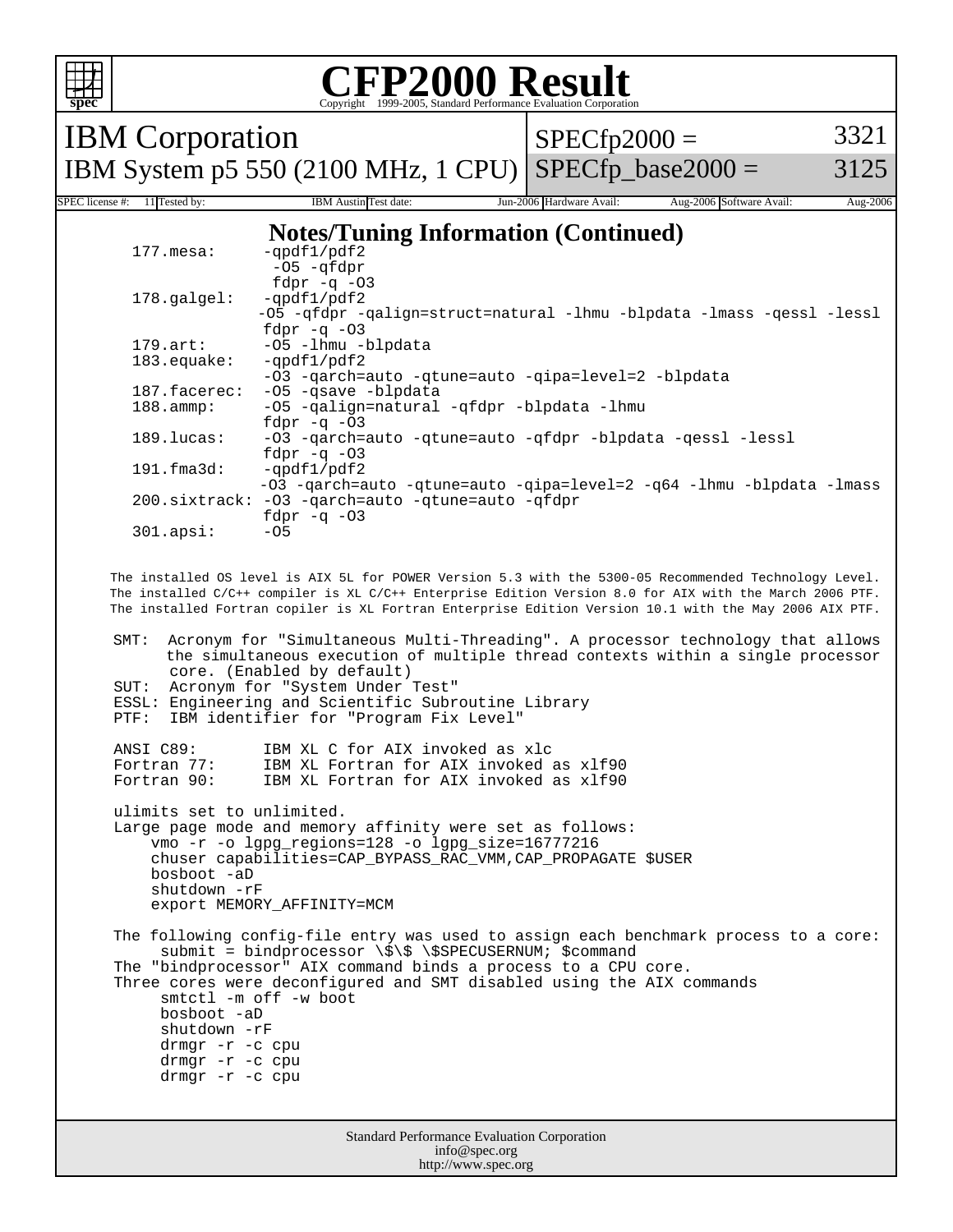# CFP2000 Result

Copyright 1999-2005, Standard Performance Evaluation Corporation

IBM Corporation
IBM System p5 550 (2100 MHz, 1 CPU)

SPECfp2000 = 3321
SPECfp_base2000 = 3125

| SPEC license #: | 11 | Tested by: | IBM Austin | Test date: | Jun-2006 | Hardware Avail: | Aug-2006 | Software Avail: | Aug-2006 |
|---|---|---|---|---|---|---|---|---|---|

## Notes/Tuning Information (Continued)

```
177.mesa:      -qpdf1/pdf2
                -O5 -qfdpr
                fdpr -q -O3
178.galgel:    -qpdf1/pdf2
               -O5 -qfdpr -qalign=struct=natural -lhmu -blpdata -lmass -qessl -lessl
               fdpr -q -O3
179.art:       -O5 -lhmu -blpdata
183.equake:    -qpdf1/pdf2
               -O3 -qarch=auto -qtune=auto -qipa=level=2 -blpdata
187.facerec:   -O5 -qsave -blpdata
188.ammp:      -O5 -qalign=natural -qfdpr -blpdata -lhmu
               fdpr -q -O3
189.lucas:     -O3 -qarch=auto -qtune=auto -qfdpr -blpdata -qessl -lessl
               fdpr -q -O3
191.fma3d:     -qpdf1/pdf2
               -O3 -qarch=auto -qtune=auto -qipa=level=2 -q64 -lhmu -blpdata -lmass
200.sixtrack:  -O3 -qarch=auto -qtune=auto -qfdpr
               fdpr -q -O3
301.apsi:      -O5
```

The installed OS level is AIX 5L for POWER Version 5.3 with the 5300-05 Recommended Technology Level.
The installed C/C++ compiler is XL C/C++ Enterprise Edition Version 8.0 for AIX with the March 2006 PTF.
The installed Fortran copiler is XL Fortran Enterprise Edition Version 10.1 with the May 2006 AIX PTF.

SMT: Acronym for "Simultaneous Multi-Threading". A processor technology that allows the simultaneous execution of multiple thread contexts within a single processor core. (Enabled by default)
SUT: Acronym for "System Under Test"
ESSL: Engineering and Scientific Subroutine Library
PTF: IBM identifier for "Program Fix Level"

```
ANSI C89:       IBM XL C for AIX invoked as xlc
Fortran 77:     IBM XL Fortran for AIX invoked as xlf90
Fortran 90:     IBM XL Fortran for AIX invoked as xlf90
```

ulimits set to unlimited.
Large page mode and memory affinity were set as follows:

```
vmo -r -o lgpg_regions=128 -o lgpg_size=16777216
chuser capabilities=CAP_BYPASS_RAC_VMM,CAP_PROPAGATE $USER
bosboot -aD
shutdown -rF
export MEMORY_AFFINITY=MCM
```

The following config-file entry was used to assign each benchmark process to a core:

```
submit = bindprocessor \$\$ \$SPECUSERNUM; $command
```

The "bindprocessor" AIX command binds a process to a CPU core.
Three cores were deconfigured and SMT disabled using the AIX commands

```
smtctl -m off -w boot
bosboot -aD
shutdown -rF
drmgr -r -c cpu
drmgr -r -c cpu
drmgr -r -c cpu
```

Standard Performance Evaluation Corporation
info@spec.org
http://www.spec.org